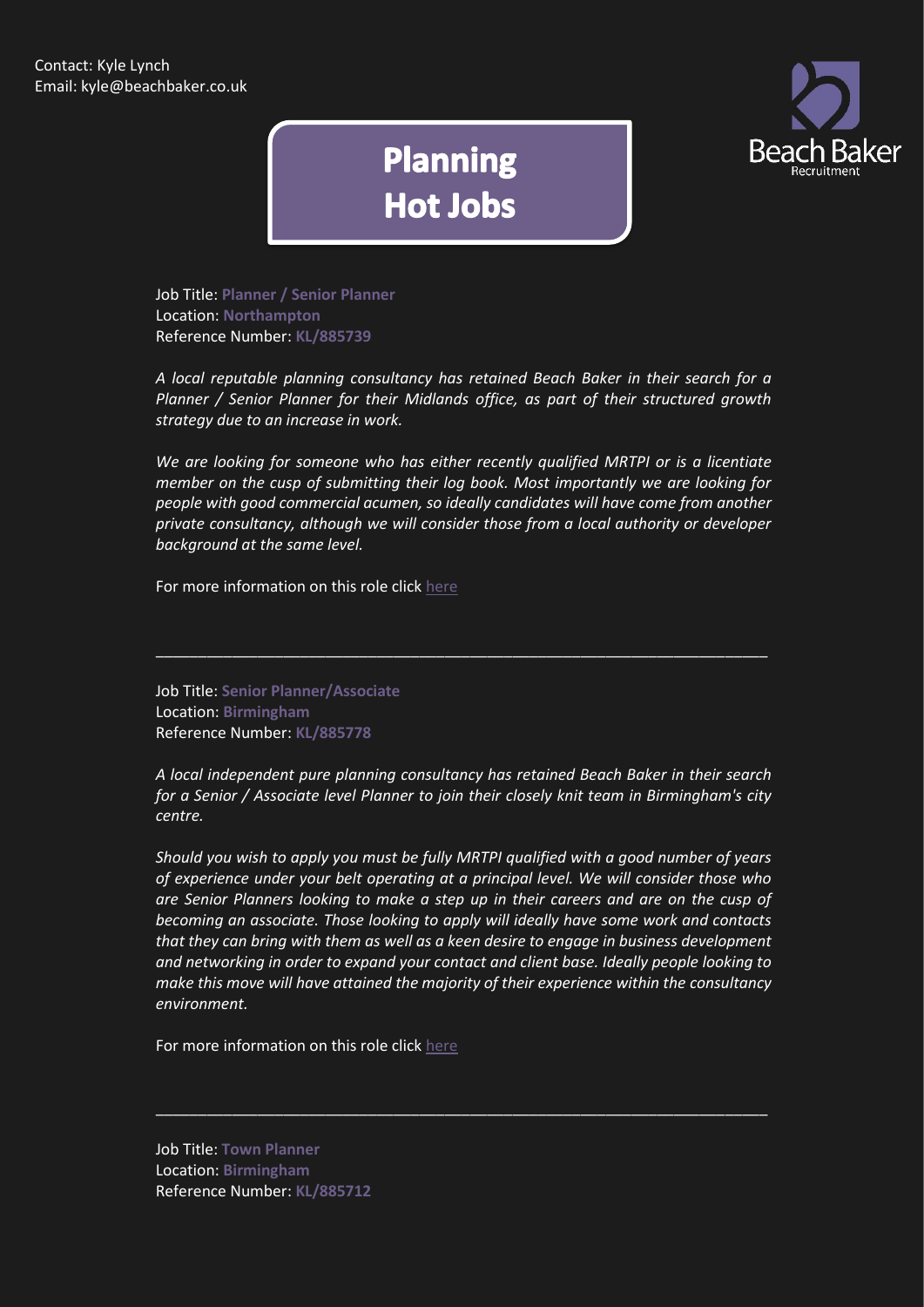Contact: Kyle Lynch
Email: kyle@beachbaker.co.uk

# Planning Hot Jobs

Job Title: **Planner / Senior Planner**
Location: **Northampton**
Reference Number: **KL/885739**

*A local reputable planning consultancy has retained Beach Baker in their search for a Planner / Senior Planner for their Midlands office, as part of their structured growth strategy due to an increase in work.*

*We are looking for someone who has either recently qualified MRTPI or is a licentiate member on the cusp of submitting their log book. Most importantly we are looking for people with good commercial acumen, so ideally candidates will have come from another private consultancy, although we will consider those from a local authority or developer background at the same level.*

For more information on this role click here

---

Job Title: **Senior Planner/Associate**
Location: **Birmingham**
Reference Number: **KL/885778**

*A local independent pure planning consultancy has retained Beach Baker in their search for a Senior / Associate level Planner to join their closely knit team in Birmingham's city centre.*

*Should you wish to apply you must be fully MRTPI qualified with a good number of years of experience under your belt operating at a principal level. We will consider those who are Senior Planners looking to make a step up in their careers and are on the cusp of becoming an associate. Those looking to apply will ideally have some work and contacts that they can bring with them as well as a keen desire to engage in business development and networking in order to expand your contact and client base. Ideally people looking to make this move will have attained the majority of their experience within the consultancy environment.*

For more information on this role click here

---

Job Title: **Town Planner**
Location: **Birmingham**
Reference Number: **KL/885712**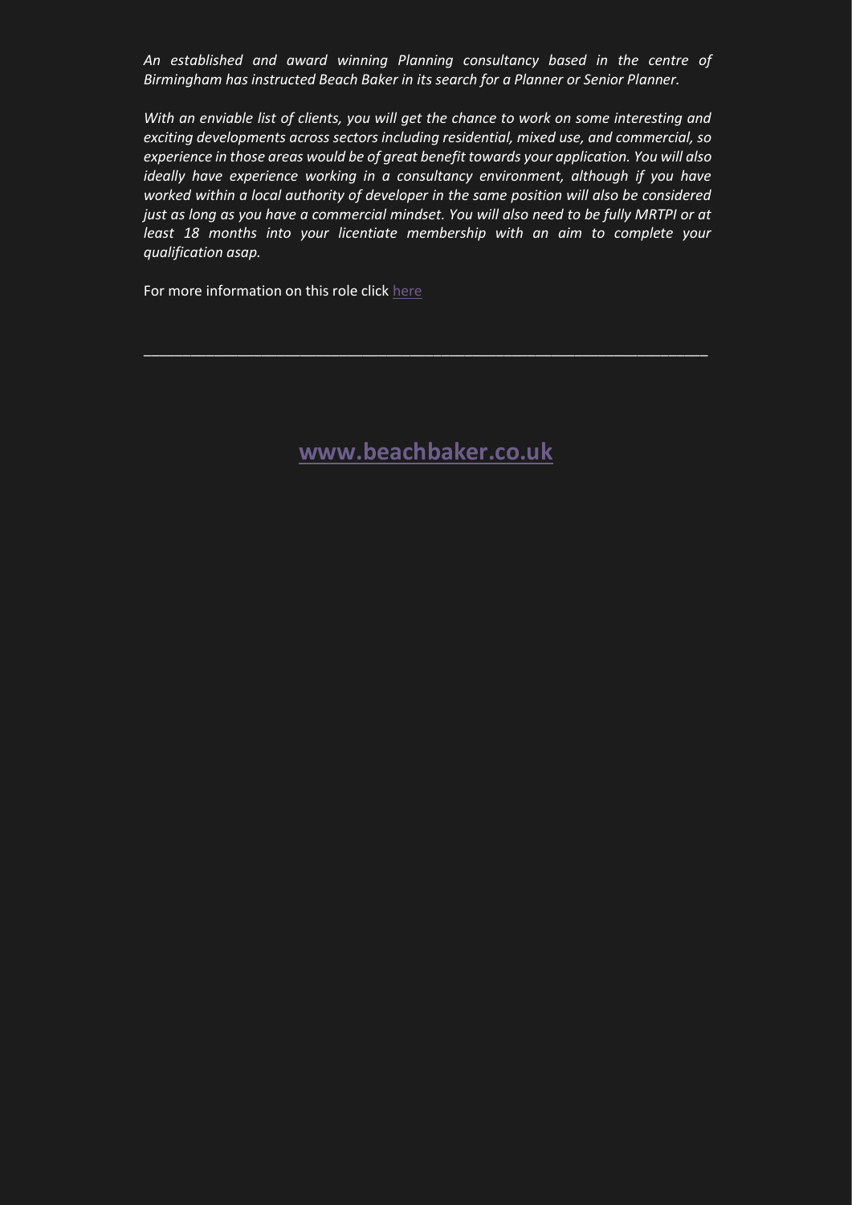*An established and award winning Planning consultancy based in the centre of Birmingham has instructed Beach Baker in its search for a Planner or Senior Planner.*

*With an enviable list of clients, you will get the chance to work on some interesting and exciting developments across sectors including residential, mixed use, and commercial, so experience in those areas would be of great benefit towards your application. You will also ideally have experience working in a consultancy environment, although if you have worked within a local authority of developer in the same position will also be considered just as long as you have a commercial mindset. You will also need to be fully MRTPI or at least 18 months into your licentiate membership with an aim to complete your qualification asap.*

For more information on this role click here

---

**www.beachbaker.co.uk**